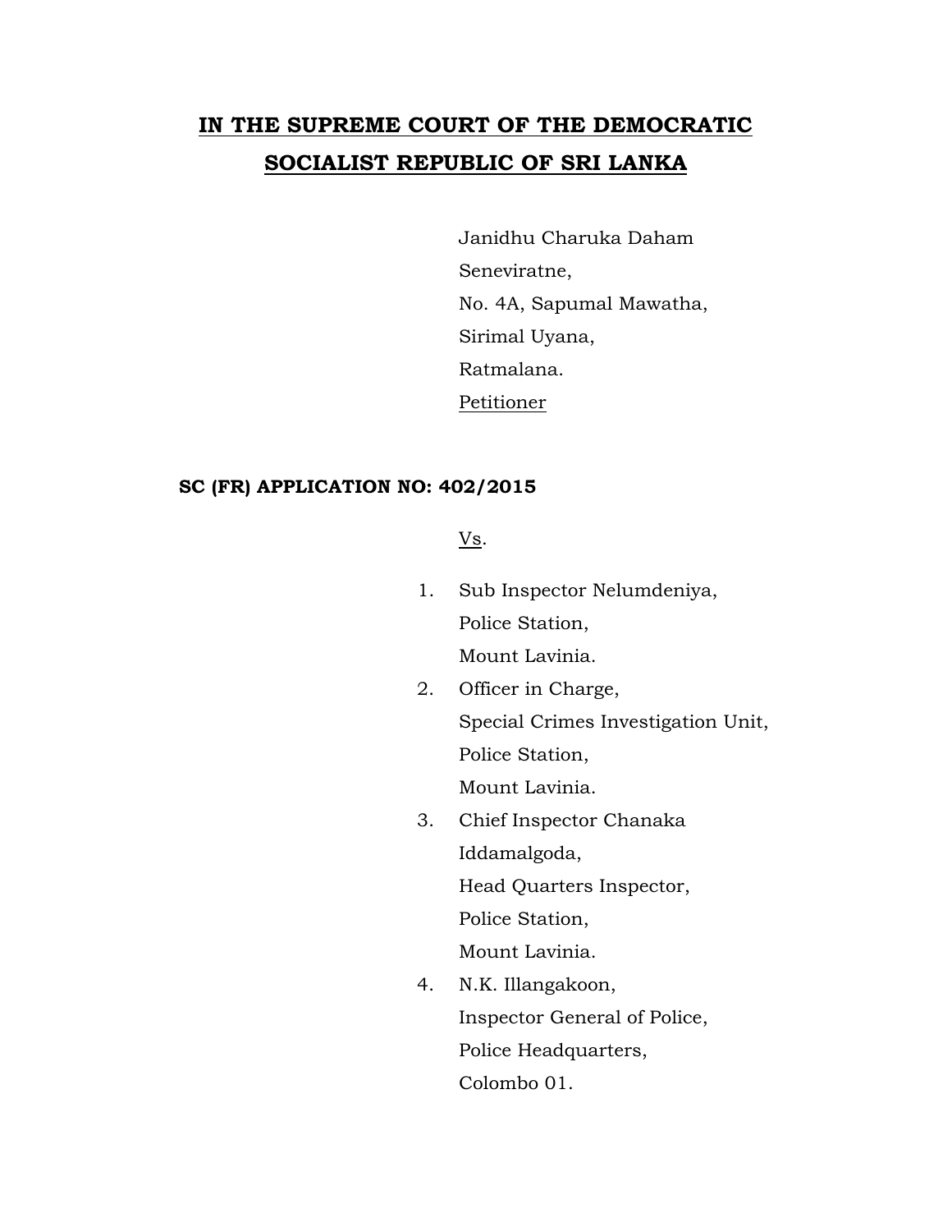# IN THE SUPREME COURT OF THE DEMOCRATIC SOCIALIST REPUBLIC OF SRI LANKA

Janidhu Charuka Daham
Seneviratne,
No. 4A, Sapumal Mawatha,
Sirimal Uyana,
Ratmalana.
Petitioner

**SC (FR) APPLICATION NO: 402/2015**

Vs.

1. Sub Inspector Nelumdeniya,
   Police Station,
   Mount Lavinia.
2. Officer in Charge,
   Special Crimes Investigation Unit,
   Police Station,
   Mount Lavinia.
3. Chief Inspector Chanaka
   Iddamalgoda,
   Head Quarters Inspector,
   Police Station,
   Mount Lavinia.
4. N.K. Illangakoon,
   Inspector General of Police,
   Police Headquarters,
   Colombo 01.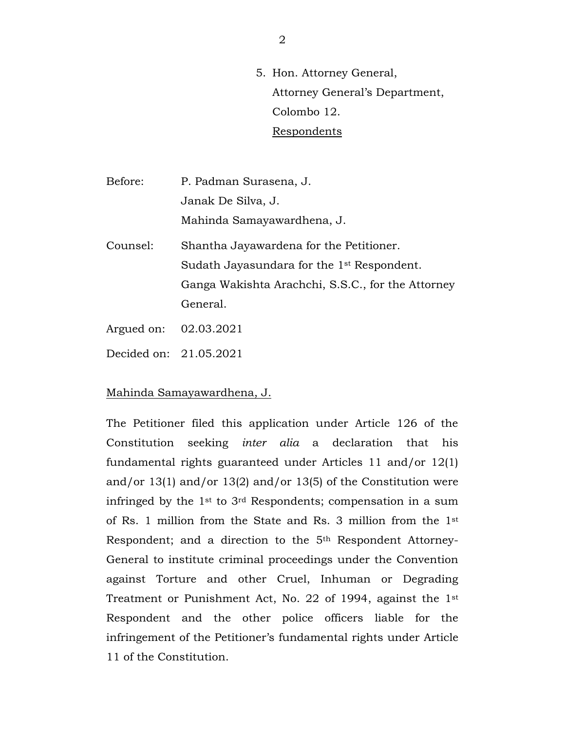5. Hon. Attorney General,
   Attorney General's Department,
   Colombo 12.
   Respondents

Before: P. Padman Surasena, J.
Janak De Silva, J.
Mahinda Samayawardhena, J.

Counsel: Shantha Jayawardena for the Petitioner.
Sudath Jayasundara for the 1st Respondent.
Ganga Wakishta Arachchi, S.S.C., for the Attorney General.

Argued on: 02.03.2021

Decided on: 21.05.2021

Mahinda Samayawardhena, J.

The Petitioner filed this application under Article 126 of the Constitution seeking *inter alia* a declaration that his fundamental rights guaranteed under Articles 11 and/or 12(1) and/or 13(1) and/or 13(2) and/or 13(5) of the Constitution were infringed by the 1st to 3rd Respondents; compensation in a sum of Rs. 1 million from the State and Rs. 3 million from the 1st Respondent; and a direction to the 5th Respondent Attorney-General to institute criminal proceedings under the Convention against Torture and other Cruel, Inhuman or Degrading Treatment or Punishment Act, No. 22 of 1994, against the 1st Respondent and the other police officers liable for the infringement of the Petitioner's fundamental rights under Article 11 of the Constitution.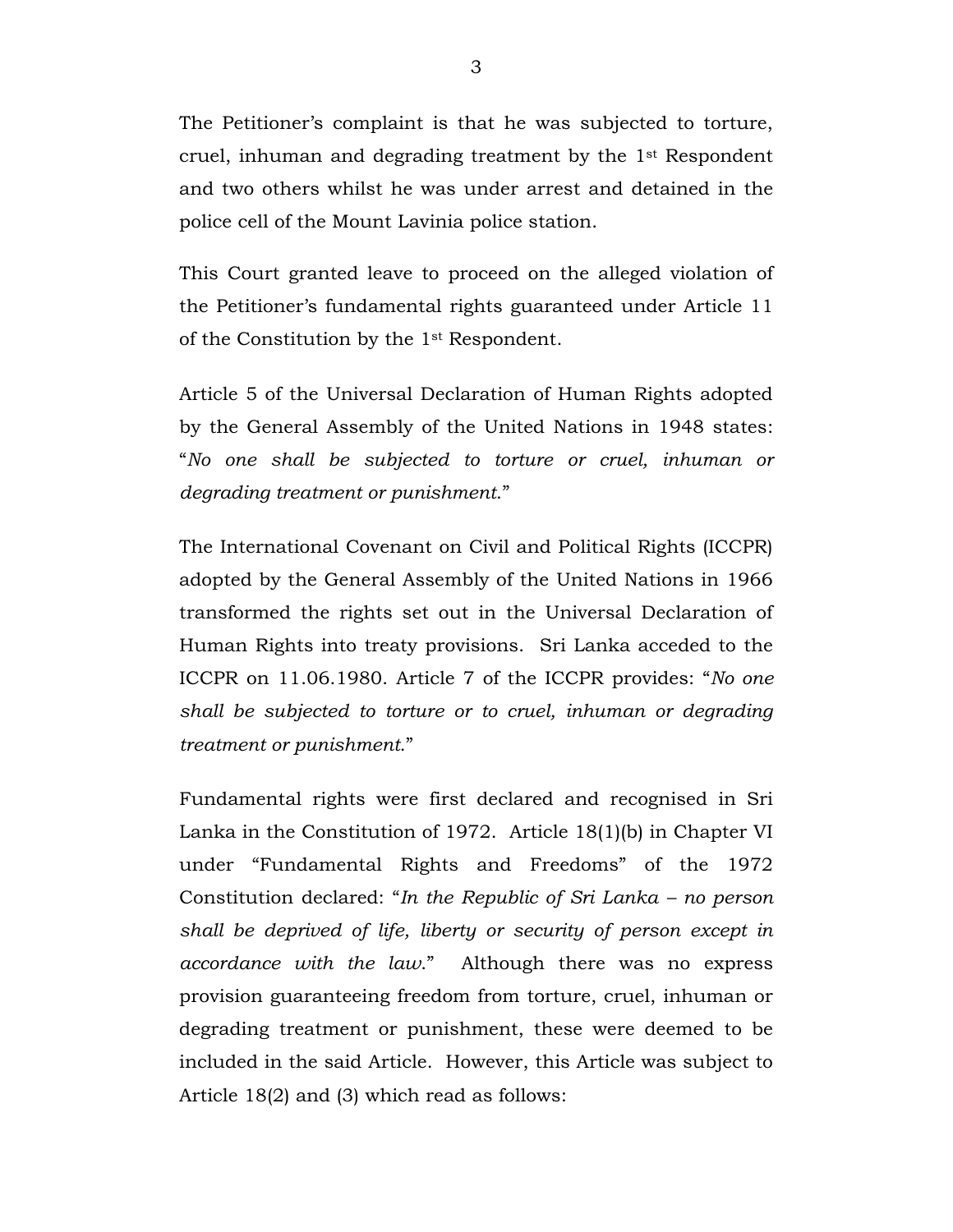The Petitioner's complaint is that he was subjected to torture, cruel, inhuman and degrading treatment by the 1st Respondent and two others whilst he was under arrest and detained in the police cell of the Mount Lavinia police station.

This Court granted leave to proceed on the alleged violation of the Petitioner's fundamental rights guaranteed under Article 11 of the Constitution by the 1st Respondent.

Article 5 of the Universal Declaration of Human Rights adopted by the General Assembly of the United Nations in 1948 states: "*No one shall be subjected to torture or cruel, inhuman or degrading treatment or punishment.*"

The International Covenant on Civil and Political Rights (ICCPR) adopted by the General Assembly of the United Nations in 1966 transformed the rights set out in the Universal Declaration of Human Rights into treaty provisions. Sri Lanka acceded to the ICCPR on 11.06.1980. Article 7 of the ICCPR provides: "*No one shall be subjected to torture or to cruel, inhuman or degrading treatment or punishment.*"

Fundamental rights were first declared and recognised in Sri Lanka in the Constitution of 1972. Article 18(1)(b) in Chapter VI under "Fundamental Rights and Freedoms" of the 1972 Constitution declared: "*In the Republic of Sri Lanka – no person shall be deprived of life, liberty or security of person except in accordance with the law.*" Although there was no express provision guaranteeing freedom from torture, cruel, inhuman or degrading treatment or punishment, these were deemed to be included in the said Article. However, this Article was subject to Article 18(2) and (3) which read as follows: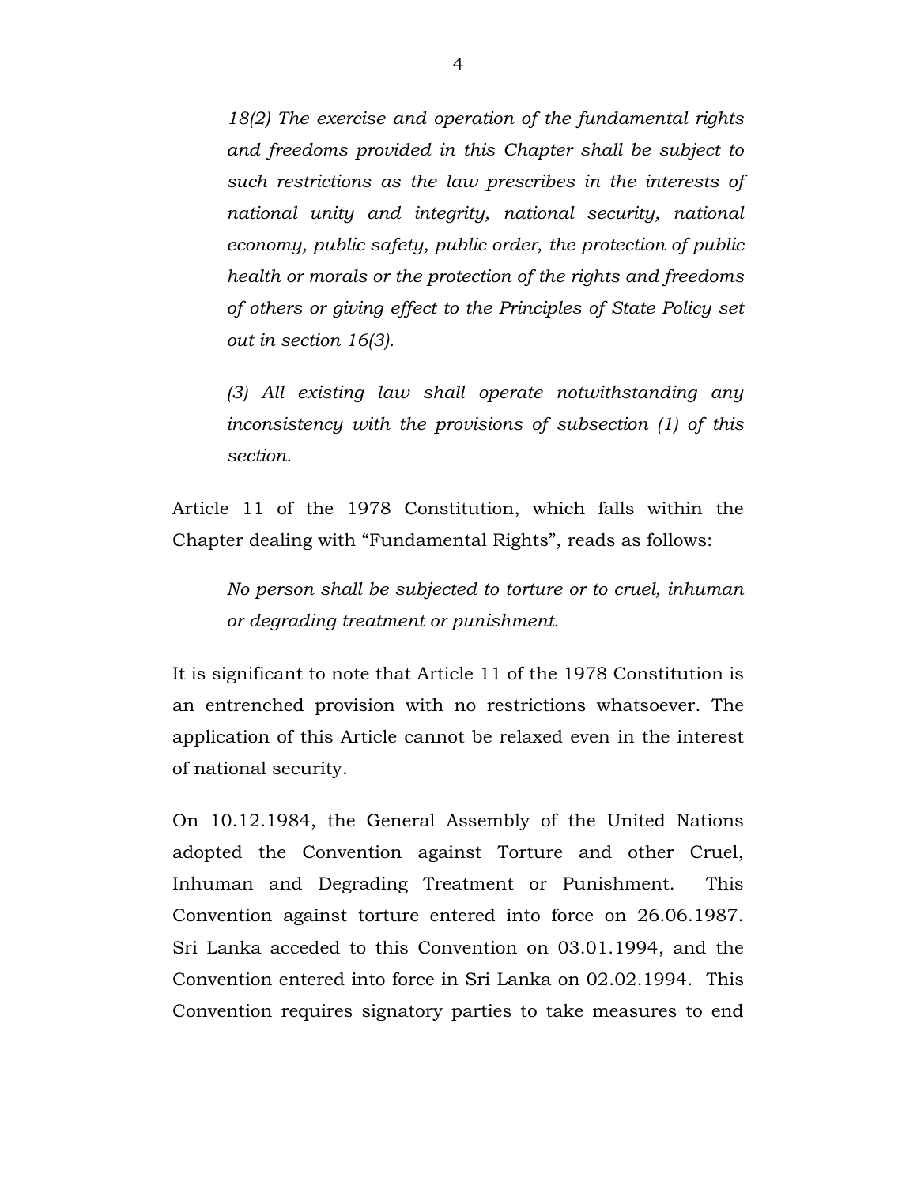> *18(2) The exercise and operation of the fundamental rights and freedoms provided in this Chapter shall be subject to such restrictions as the law prescribes in the interests of national unity and integrity, national security, national economy, public safety, public order, the protection of public health or morals or the protection of the rights and freedoms of others or giving effect to the Principles of State Policy set out in section 16(3).*
>
> *(3) All existing law shall operate notwithstanding any inconsistency with the provisions of subsection (1) of this section.*

Article 11 of the 1978 Constitution, which falls within the Chapter dealing with "Fundamental Rights", reads as follows:

> *No person shall be subjected to torture or to cruel, inhuman or degrading treatment or punishment.*

It is significant to note that Article 11 of the 1978 Constitution is an entrenched provision with no restrictions whatsoever. The application of this Article cannot be relaxed even in the interest of national security.

On 10.12.1984, the General Assembly of the United Nations adopted the Convention against Torture and other Cruel, Inhuman and Degrading Treatment or Punishment. This Convention against torture entered into force on 26.06.1987. Sri Lanka acceded to this Convention on 03.01.1994, and the Convention entered into force in Sri Lanka on 02.02.1994. This Convention requires signatory parties to take measures to end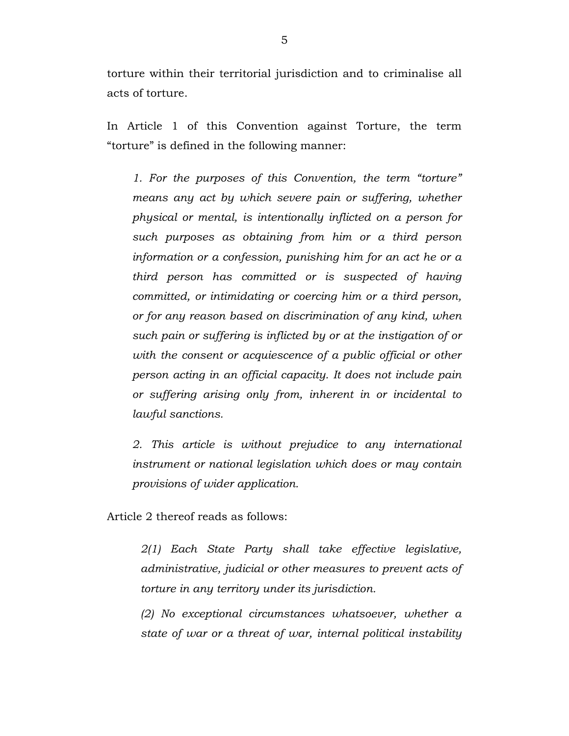torture within their territorial jurisdiction and to criminalise all acts of torture.

In Article 1 of this Convention against Torture, the term "torture" is defined in the following manner:

> *1. For the purposes of this Convention, the term "torture" means any act by which severe pain or suffering, whether physical or mental, is intentionally inflicted on a person for such purposes as obtaining from him or a third person information or a confession, punishing him for an act he or a third person has committed or is suspected of having committed, or intimidating or coercing him or a third person, or for any reason based on discrimination of any kind, when such pain or suffering is inflicted by or at the instigation of or with the consent or acquiescence of a public official or other person acting in an official capacity. It does not include pain or suffering arising only from, inherent in or incidental to lawful sanctions.*
>
> *2. This article is without prejudice to any international instrument or national legislation which does or may contain provisions of wider application.*

Article 2 thereof reads as follows:

> *2(1) Each State Party shall take effective legislative, administrative, judicial or other measures to prevent acts of torture in any territory under its jurisdiction.*
>
> *(2) No exceptional circumstances whatsoever, whether a state of war or a threat of war, internal political instability*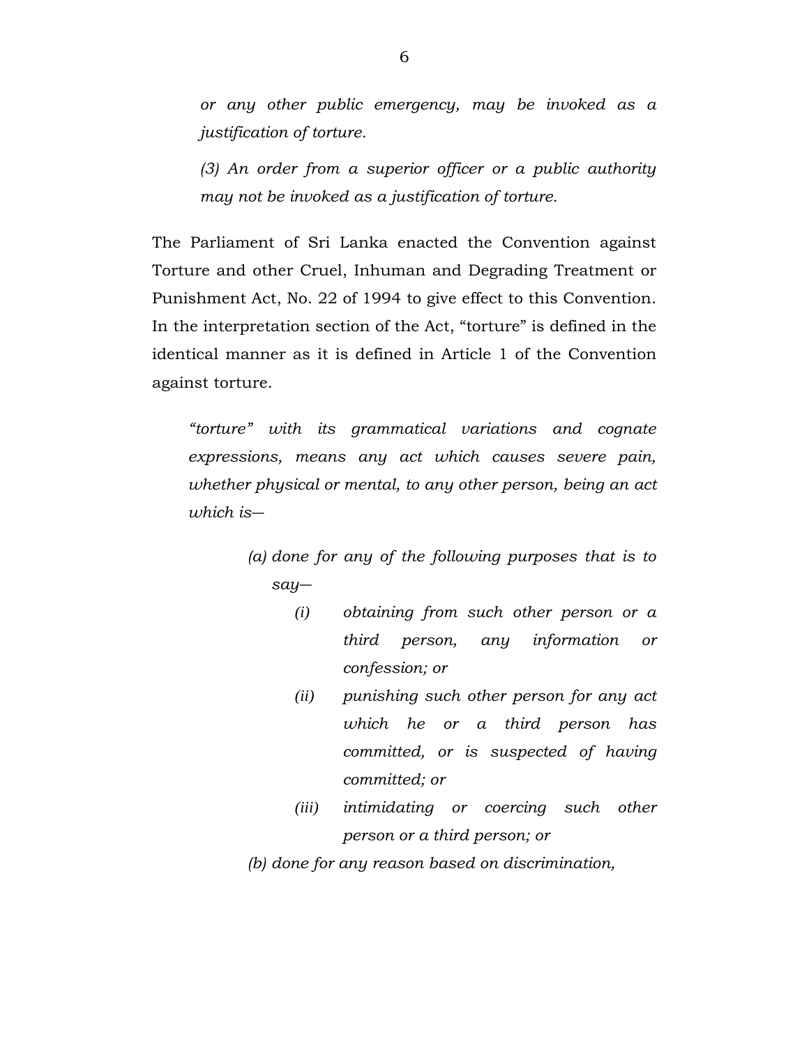*or any other public emergency, may be invoked as a justification of torture.*

*(3) An order from a superior officer or a public authority may not be invoked as a justification of torture.*

The Parliament of Sri Lanka enacted the Convention against Torture and other Cruel, Inhuman and Degrading Treatment or Punishment Act, No. 22 of 1994 to give effect to this Convention. In the interpretation section of the Act, "torture" is defined in the identical manner as it is defined in Article 1 of the Convention against torture.

> *"torture" with its grammatical variations and cognate expressions, means any act which causes severe pain, whether physical or mental, to any other person, being an act which is—*
>
> *(a) done for any of the following purposes that is to say—*
>
> > *(i) obtaining from such other person or a third person, any information or confession; or*
> >
> > *(ii) punishing such other person for any act which he or a third person has committed, or is suspected of having committed; or*
> >
> > *(iii) intimidating or coercing such other person or a third person; or*
>
> *(b) done for any reason based on discrimination,*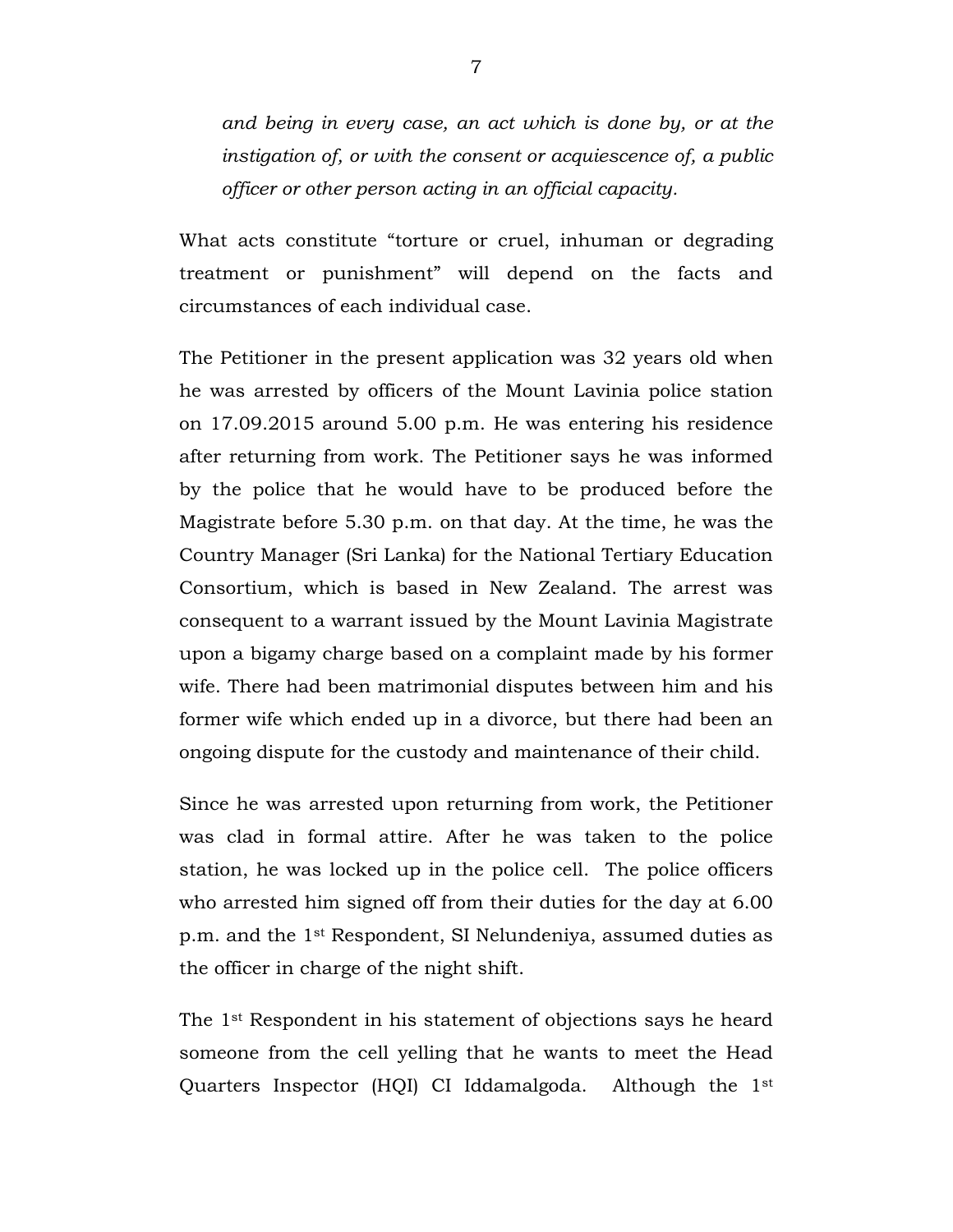*and being in every case, an act which is done by, or at the instigation of, or with the consent or acquiescence of, a public officer or other person acting in an official capacity.*

What acts constitute "torture or cruel, inhuman or degrading treatment or punishment" will depend on the facts and circumstances of each individual case.

The Petitioner in the present application was 32 years old when he was arrested by officers of the Mount Lavinia police station on 17.09.2015 around 5.00 p.m. He was entering his residence after returning from work. The Petitioner says he was informed by the police that he would have to be produced before the Magistrate before 5.30 p.m. on that day. At the time, he was the Country Manager (Sri Lanka) for the National Tertiary Education Consortium, which is based in New Zealand. The arrest was consequent to a warrant issued by the Mount Lavinia Magistrate upon a bigamy charge based on a complaint made by his former wife. There had been matrimonial disputes between him and his former wife which ended up in a divorce, but there had been an ongoing dispute for the custody and maintenance of their child.

Since he was arrested upon returning from work, the Petitioner was clad in formal attire. After he was taken to the police station, he was locked up in the police cell. The police officers who arrested him signed off from their duties for the day at 6.00 p.m. and the 1st Respondent, SI Nelundeniya, assumed duties as the officer in charge of the night shift.

The 1st Respondent in his statement of objections says he heard someone from the cell yelling that he wants to meet the Head Quarters Inspector (HQI) CI Iddamalgoda. Although the 1st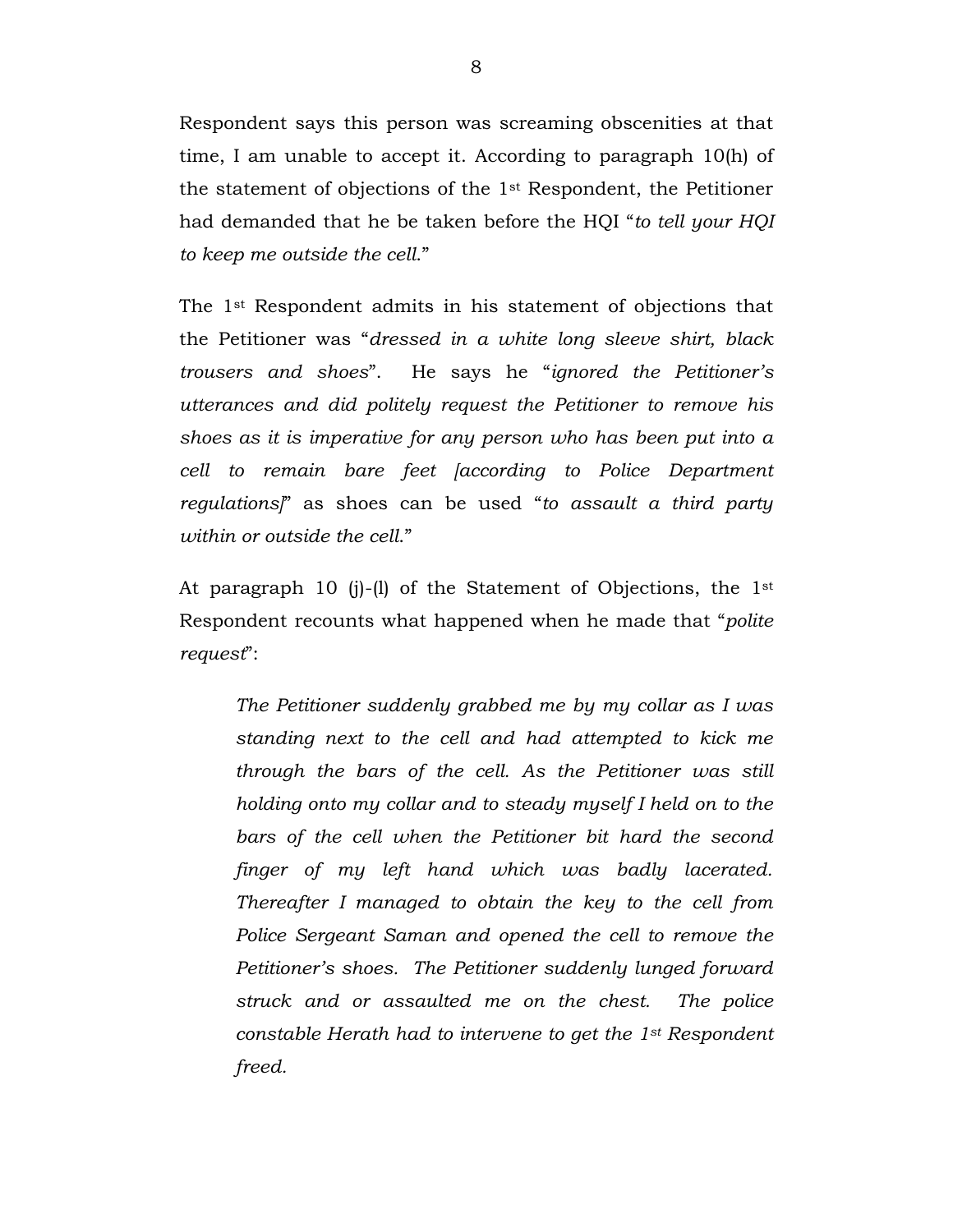Respondent says this person was screaming obscenities at that time, I am unable to accept it. According to paragraph 10(h) of the statement of objections of the 1st Respondent, the Petitioner had demanded that he be taken before the HQI "*to tell your HQI to keep me outside the cell.*"

The 1st Respondent admits in his statement of objections that the Petitioner was "*dressed in a white long sleeve shirt, black trousers and shoes*". He says he "*ignored the Petitioner's utterances and did politely request the Petitioner to remove his shoes as it is imperative for any person who has been put into a cell to remain bare feet [according to Police Department regulations]*" as shoes can be used "*to assault a third party within or outside the cell.*"

At paragraph 10 (j)-(l) of the Statement of Objections, the 1st Respondent recounts what happened when he made that "*polite request*":

> *The Petitioner suddenly grabbed me by my collar as I was standing next to the cell and had attempted to kick me through the bars of the cell. As the Petitioner was still holding onto my collar and to steady myself I held on to the bars of the cell when the Petitioner bit hard the second finger of my left hand which was badly lacerated. Thereafter I managed to obtain the key to the cell from Police Sergeant Saman and opened the cell to remove the Petitioner's shoes. The Petitioner suddenly lunged forward struck and or assaulted me on the chest. The police constable Herath had to intervene to get the 1st Respondent freed.*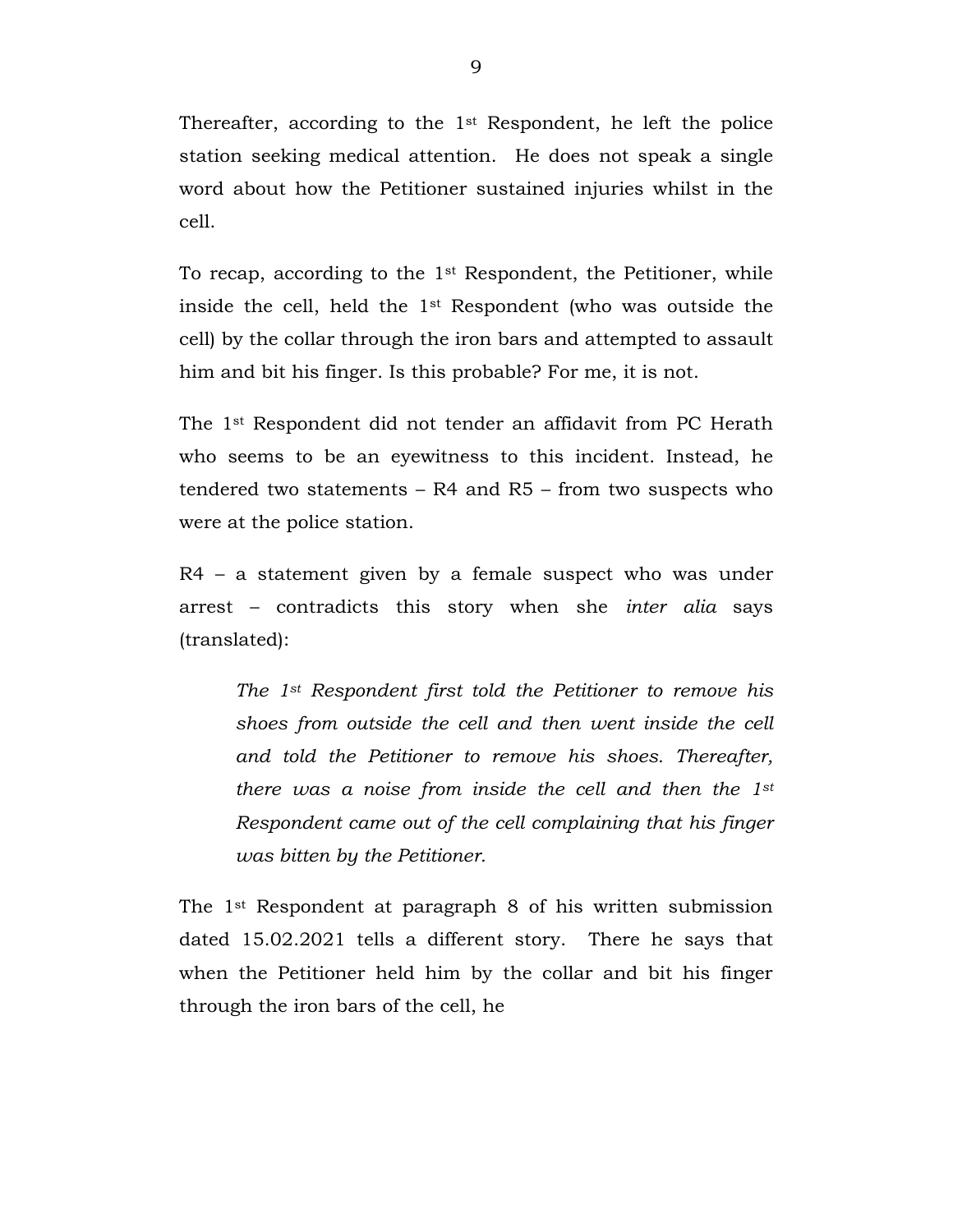Thereafter, according to the 1st Respondent, he left the police station seeking medical attention. He does not speak a single word about how the Petitioner sustained injuries whilst in the cell.

To recap, according to the 1st Respondent, the Petitioner, while inside the cell, held the 1st Respondent (who was outside the cell) by the collar through the iron bars and attempted to assault him and bit his finger. Is this probable? For me, it is not.

The 1st Respondent did not tender an affidavit from PC Herath who seems to be an eyewitness to this incident. Instead, he tendered two statements – R4 and R5 – from two suspects who were at the police station.

R4 – a statement given by a female suspect who was under arrest – contradicts this story when she *inter alia* says (translated):

> *The 1st Respondent first told the Petitioner to remove his shoes from outside the cell and then went inside the cell and told the Petitioner to remove his shoes. Thereafter, there was a noise from inside the cell and then the 1st Respondent came out of the cell complaining that his finger was bitten by the Petitioner.*

The 1st Respondent at paragraph 8 of his written submission dated 15.02.2021 tells a different story. There he says that when the Petitioner held him by the collar and bit his finger through the iron bars of the cell, he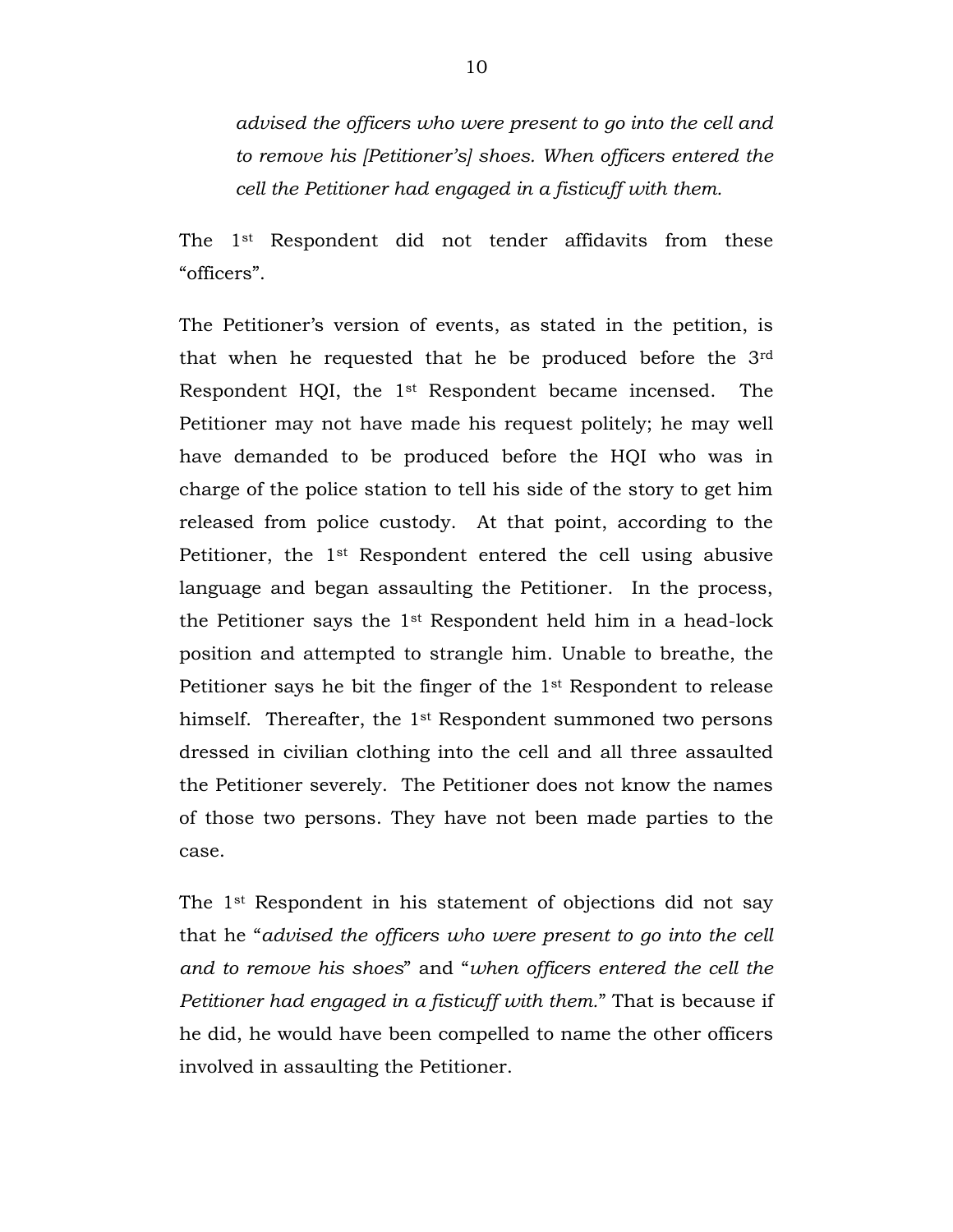*advised the officers who were present to go into the cell and to remove his [Petitioner's] shoes. When officers entered the cell the Petitioner had engaged in a fisticuff with them.*

The 1st Respondent did not tender affidavits from these "officers".

The Petitioner's version of events, as stated in the petition, is that when he requested that he be produced before the 3rd Respondent HQI, the 1st Respondent became incensed. The Petitioner may not have made his request politely; he may well have demanded to be produced before the HQI who was in charge of the police station to tell his side of the story to get him released from police custody. At that point, according to the Petitioner, the 1st Respondent entered the cell using abusive language and began assaulting the Petitioner. In the process, the Petitioner says the 1st Respondent held him in a head-lock position and attempted to strangle him. Unable to breathe, the Petitioner says he bit the finger of the 1st Respondent to release himself. Thereafter, the 1st Respondent summoned two persons dressed in civilian clothing into the cell and all three assaulted the Petitioner severely. The Petitioner does not know the names of those two persons. They have not been made parties to the case.

The 1st Respondent in his statement of objections did not say that he "*advised the officers who were present to go into the cell and to remove his shoes*" and "*when officers entered the cell the Petitioner had engaged in a fisticuff with them.*" That is because if he did, he would have been compelled to name the other officers involved in assaulting the Petitioner.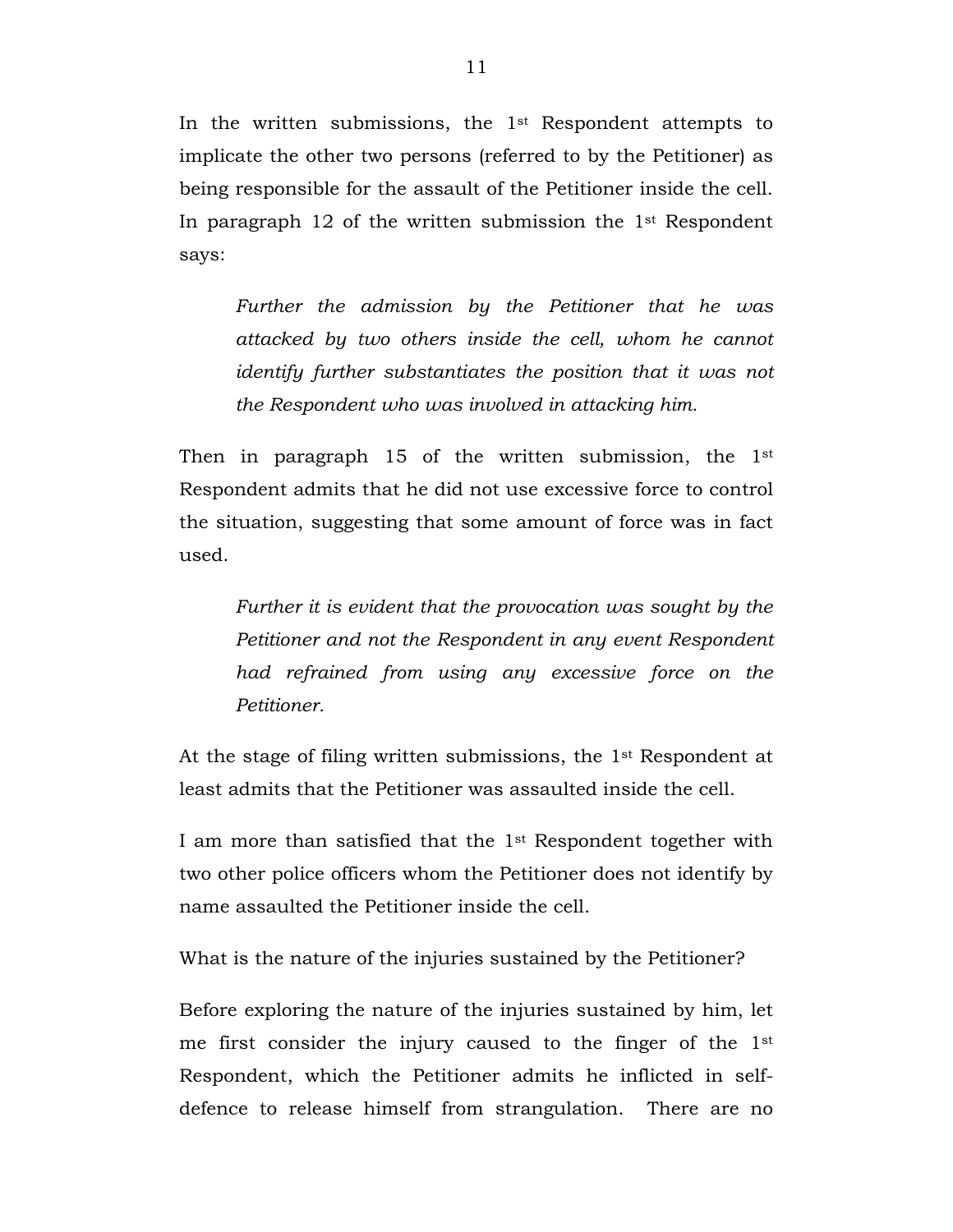In the written submissions, the 1st Respondent attempts to implicate the other two persons (referred to by the Petitioner) as being responsible for the assault of the Petitioner inside the cell. In paragraph 12 of the written submission the 1st Respondent says:

> *Further the admission by the Petitioner that he was attacked by two others inside the cell, whom he cannot identify further substantiates the position that it was not the Respondent who was involved in attacking him.*

Then in paragraph 15 of the written submission, the 1st Respondent admits that he did not use excessive force to control the situation, suggesting that some amount of force was in fact used.

> *Further it is evident that the provocation was sought by the Petitioner and not the Respondent in any event Respondent had refrained from using any excessive force on the Petitioner.*

At the stage of filing written submissions, the 1st Respondent at least admits that the Petitioner was assaulted inside the cell.

I am more than satisfied that the 1st Respondent together with two other police officers whom the Petitioner does not identify by name assaulted the Petitioner inside the cell.

What is the nature of the injuries sustained by the Petitioner?

Before exploring the nature of the injuries sustained by him, let me first consider the injury caused to the finger of the 1st Respondent, which the Petitioner admits he inflicted in self-defence to release himself from strangulation. There are no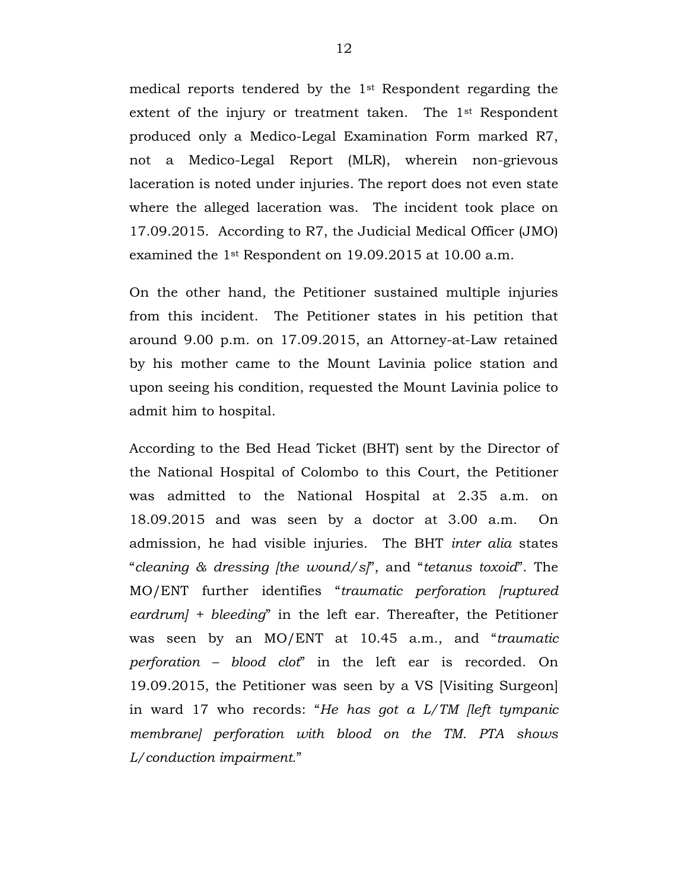medical reports tendered by the 1st Respondent regarding the extent of the injury or treatment taken. The 1st Respondent produced only a Medico-Legal Examination Form marked R7, not a Medico-Legal Report (MLR), wherein non-grievous laceration is noted under injuries. The report does not even state where the alleged laceration was. The incident took place on 17.09.2015. According to R7, the Judicial Medical Officer (JMO) examined the 1st Respondent on 19.09.2015 at 10.00 a.m.

On the other hand, the Petitioner sustained multiple injuries from this incident. The Petitioner states in his petition that around 9.00 p.m. on 17.09.2015, an Attorney-at-Law retained by his mother came to the Mount Lavinia police station and upon seeing his condition, requested the Mount Lavinia police to admit him to hospital.

According to the Bed Head Ticket (BHT) sent by the Director of the National Hospital of Colombo to this Court, the Petitioner was admitted to the National Hospital at 2.35 a.m. on 18.09.2015 and was seen by a doctor at 3.00 a.m. On admission, he had visible injuries. The BHT *inter alia* states "*cleaning & dressing [the wound/s]*", and "*tetanus toxoid*". The MO/ENT further identifies "*traumatic perforation [ruptured eardrum] + bleeding*" in the left ear. Thereafter, the Petitioner was seen by an MO/ENT at 10.45 a.m., and "*traumatic perforation – blood clot*" in the left ear is recorded. On 19.09.2015, the Petitioner was seen by a VS [Visiting Surgeon] in ward 17 who records: "*He has got a L/TM [left tympanic membrane] perforation with blood on the TM. PTA shows L/conduction impairment.*"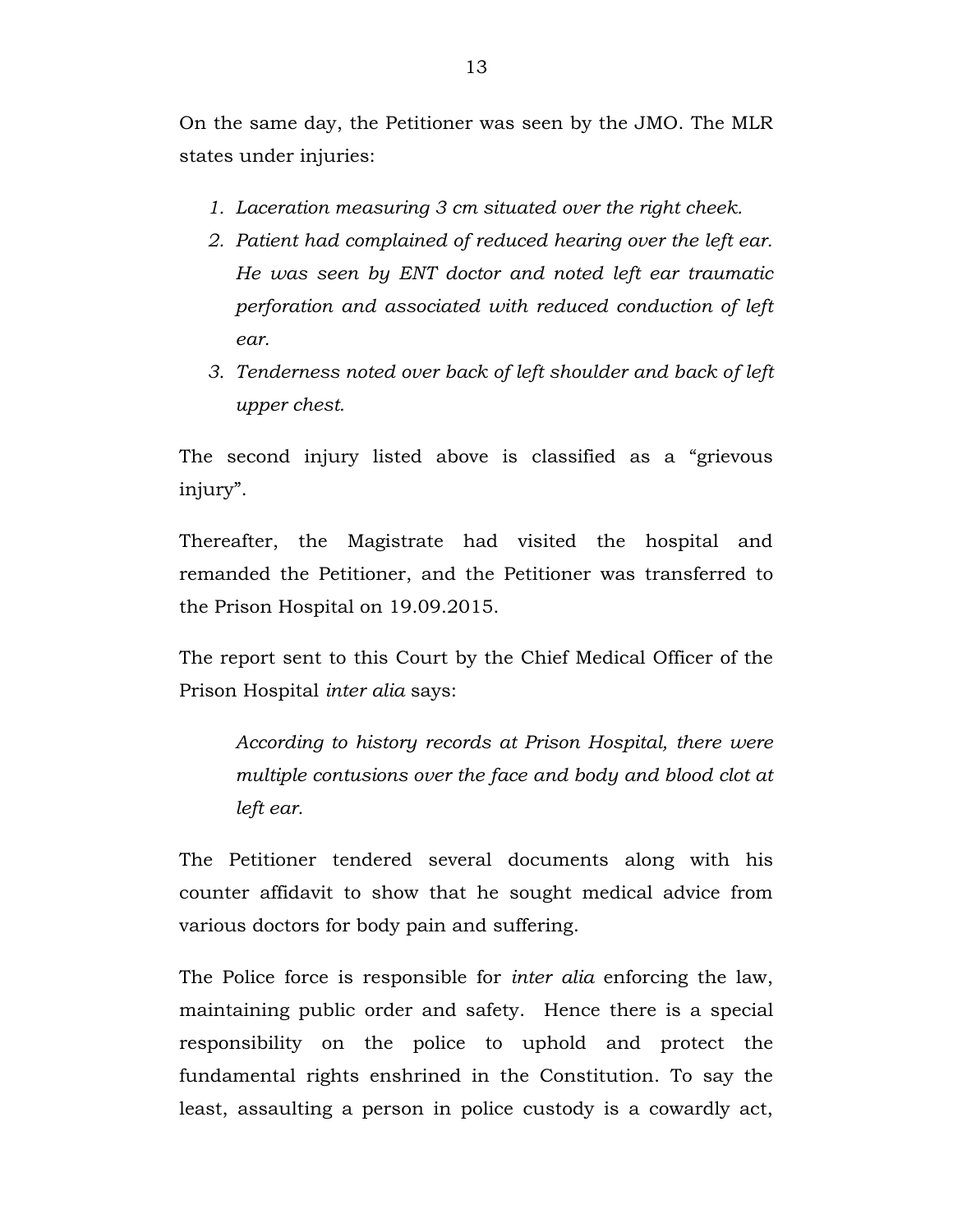On the same day, the Petitioner was seen by the JMO. The MLR states under injuries:

1. *Laceration measuring 3 cm situated over the right cheek.*
2. *Patient had complained of reduced hearing over the left ear. He was seen by ENT doctor and noted left ear traumatic perforation and associated with reduced conduction of left ear.*
3. *Tenderness noted over back of left shoulder and back of left upper chest.*

The second injury listed above is classified as a "grievous injury".

Thereafter, the Magistrate had visited the hospital and remanded the Petitioner, and the Petitioner was transferred to the Prison Hospital on 19.09.2015.

The report sent to this Court by the Chief Medical Officer of the Prison Hospital *inter alia* says:

> *According to history records at Prison Hospital, there were multiple contusions over the face and body and blood clot at left ear.*

The Petitioner tendered several documents along with his counter affidavit to show that he sought medical advice from various doctors for body pain and suffering.

The Police force is responsible for *inter alia* enforcing the law, maintaining public order and safety. Hence there is a special responsibility on the police to uphold and protect the fundamental rights enshrined in the Constitution. To say the least, assaulting a person in police custody is a cowardly act,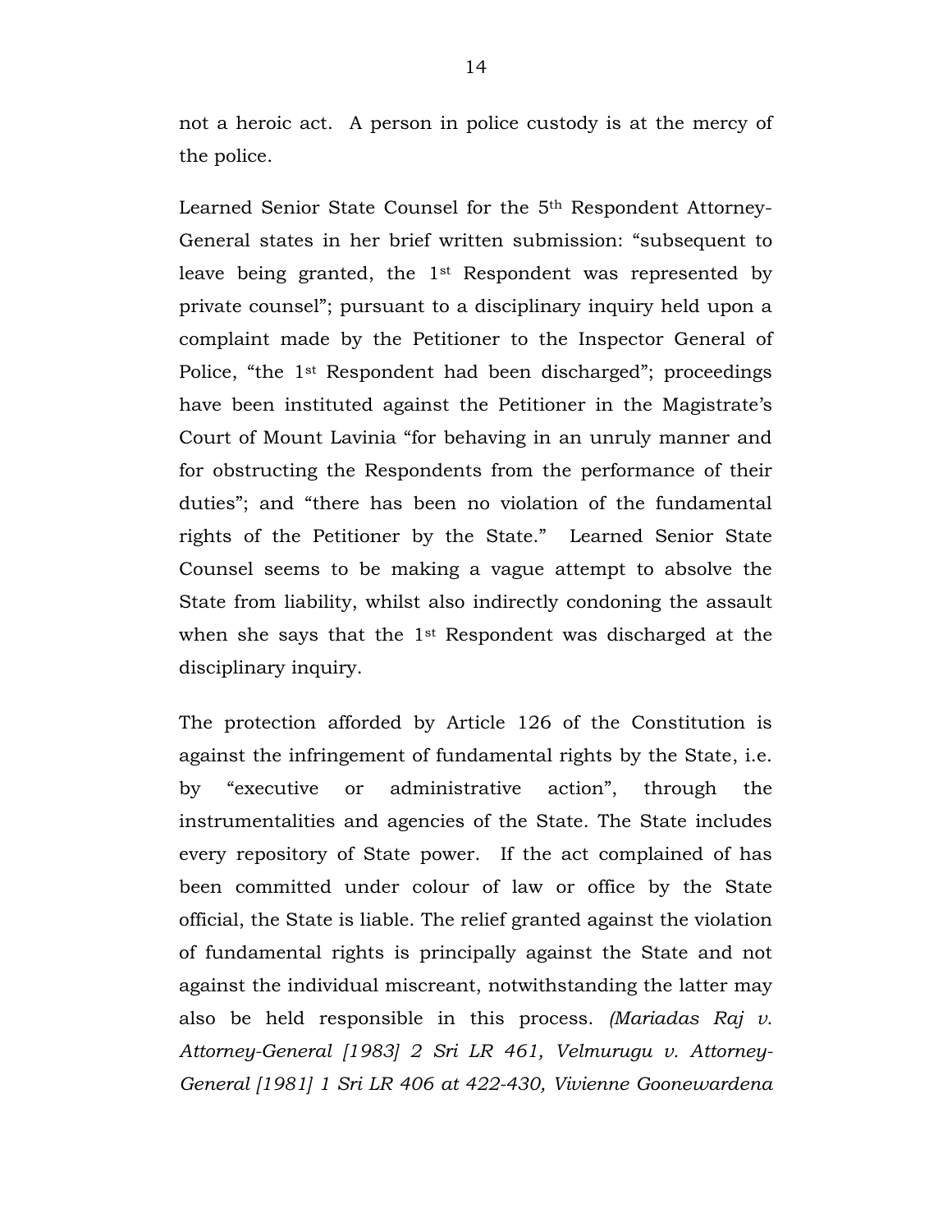not a heroic act. A person in police custody is at the mercy of the police.

Learned Senior State Counsel for the 5th Respondent Attorney-General states in her brief written submission: "subsequent to leave being granted, the 1st Respondent was represented by private counsel"; pursuant to a disciplinary inquiry held upon a complaint made by the Petitioner to the Inspector General of Police, "the 1st Respondent had been discharged"; proceedings have been instituted against the Petitioner in the Magistrate's Court of Mount Lavinia "for behaving in an unruly manner and for obstructing the Respondents from the performance of their duties"; and "there has been no violation of the fundamental rights of the Petitioner by the State." Learned Senior State Counsel seems to be making a vague attempt to absolve the State from liability, whilst also indirectly condoning the assault when she says that the 1st Respondent was discharged at the disciplinary inquiry.

The protection afforded by Article 126 of the Constitution is against the infringement of fundamental rights by the State, i.e. by "executive or administrative action", through the instrumentalities and agencies of the State. The State includes every repository of State power. If the act complained of has been committed under colour of law or office by the State official, the State is liable. The relief granted against the violation of fundamental rights is principally against the State and not against the individual miscreant, notwithstanding the latter may also be held responsible in this process. *(Mariadas Raj v. Attorney-General [1983] 2 Sri LR 461, Velmurugu v. Attorney-General [1981] 1 Sri LR 406 at 422-430, Vivienne Goonewardena*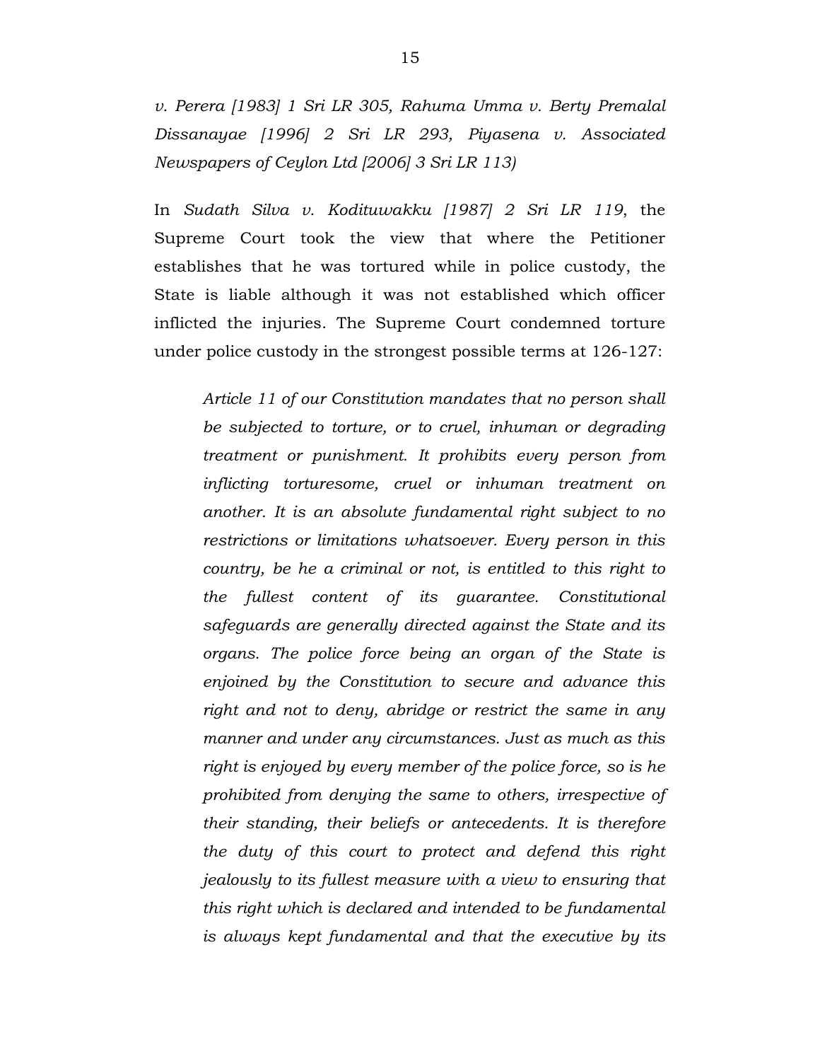*v. Perera [1983] 1 Sri LR 305, Rahuma Umma v. Berty Premalal Dissanayae [1996] 2 Sri LR 293, Piyasena v. Associated Newspapers of Ceylon Ltd [2006] 3 Sri LR 113)*

In *Sudath Silva v. Kodituwakku [1987] 2 Sri LR 119*, the Supreme Court took the view that where the Petitioner establishes that he was tortured while in police custody, the State is liable although it was not established which officer inflicted the injuries. The Supreme Court condemned torture under police custody in the strongest possible terms at 126-127:

> *Article 11 of our Constitution mandates that no person shall be subjected to torture, or to cruel, inhuman or degrading treatment or punishment. It prohibits every person from inflicting torturesome, cruel or inhuman treatment on another. It is an absolute fundamental right subject to no restrictions or limitations whatsoever. Every person in this country, be he a criminal or not, is entitled to this right to the fullest content of its guarantee. Constitutional safeguards are generally directed against the State and its organs. The police force being an organ of the State is enjoined by the Constitution to secure and advance this right and not to deny, abridge or restrict the same in any manner and under any circumstances. Just as much as this right is enjoyed by every member of the police force, so is he prohibited from denying the same to others, irrespective of their standing, their beliefs or antecedents. It is therefore the duty of this court to protect and defend this right jealously to its fullest measure with a view to ensuring that this right which is declared and intended to be fundamental is always kept fundamental and that the executive by its*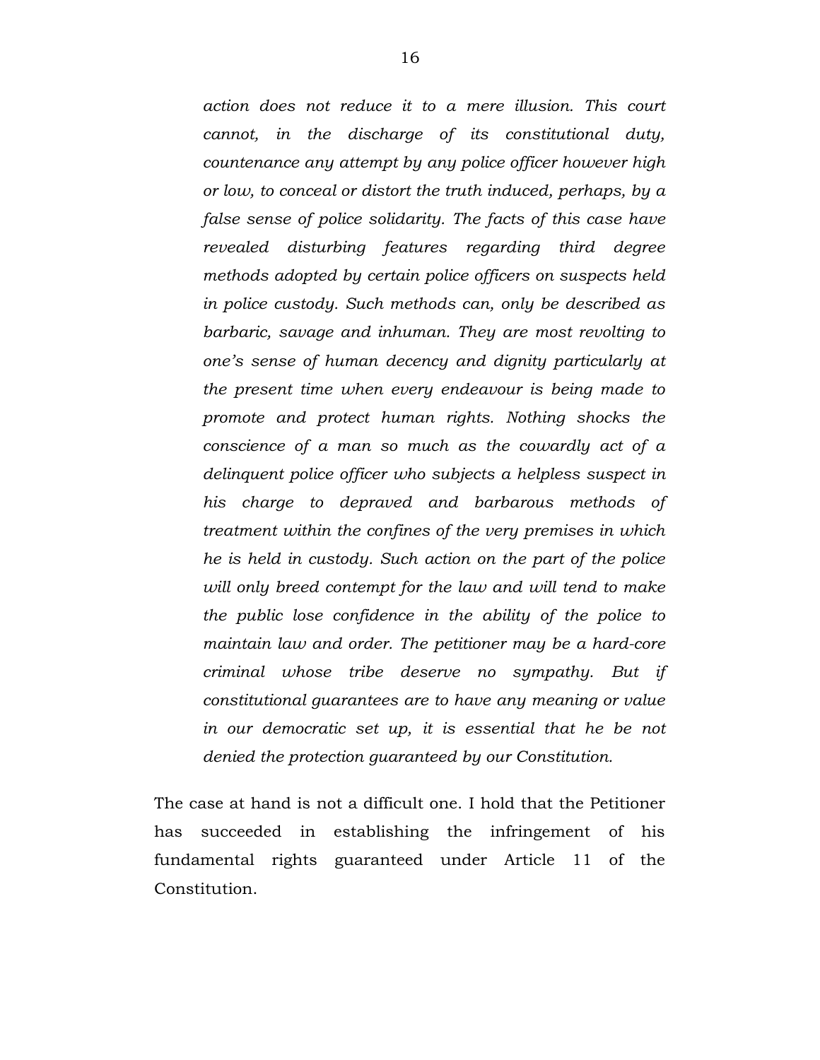*action does not reduce it to a mere illusion. This court cannot, in the discharge of its constitutional duty, countenance any attempt by any police officer however high or low, to conceal or distort the truth induced, perhaps, by a false sense of police solidarity. The facts of this case have revealed disturbing features regarding third degree methods adopted by certain police officers on suspects held in police custody. Such methods can, only be described as barbaric, savage and inhuman. They are most revolting to one's sense of human decency and dignity particularly at the present time when every endeavour is being made to promote and protect human rights. Nothing shocks the conscience of a man so much as the cowardly act of a delinquent police officer who subjects a helpless suspect in his charge to depraved and barbarous methods of treatment within the confines of the very premises in which he is held in custody. Such action on the part of the police will only breed contempt for the law and will tend to make the public lose confidence in the ability of the police to maintain law and order. The petitioner may be a hard-core criminal whose tribe deserve no sympathy. But if constitutional guarantees are to have any meaning or value in our democratic set up, it is essential that he be not denied the protection guaranteed by our Constitution.*

The case at hand is not a difficult one. I hold that the Petitioner has succeeded in establishing the infringement of his fundamental rights guaranteed under Article 11 of the Constitution.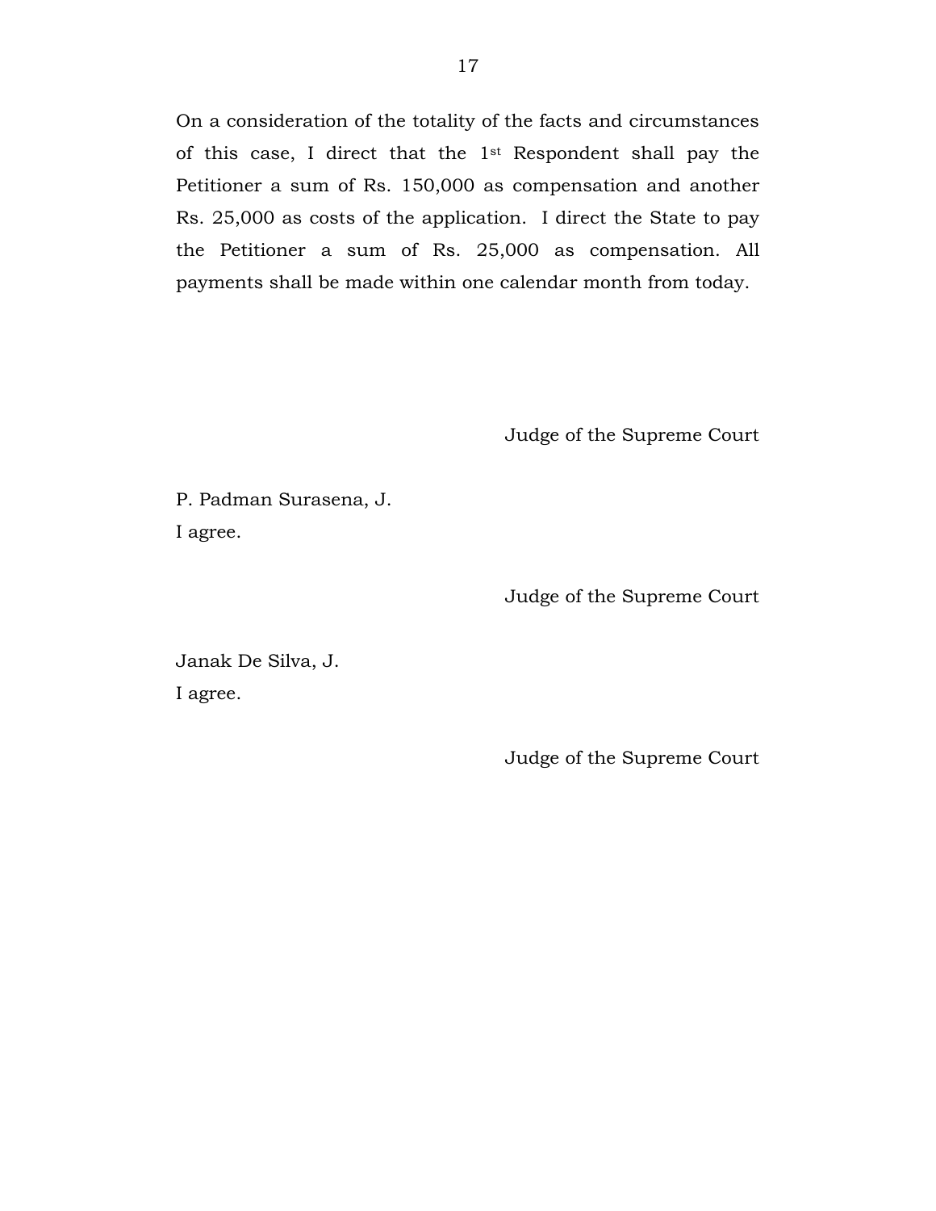On a consideration of the totality of the facts and circumstances of this case, I direct that the 1st Respondent shall pay the Petitioner a sum of Rs. 150,000 as compensation and another Rs. 25,000 as costs of the application. I direct the State to pay the Petitioner a sum of Rs. 25,000 as compensation. All payments shall be made within one calendar month from today.

Judge of the Supreme Court

P. Padman Surasena, J.

I agree.

Judge of the Supreme Court

Janak De Silva, J.

I agree.

Judge of the Supreme Court